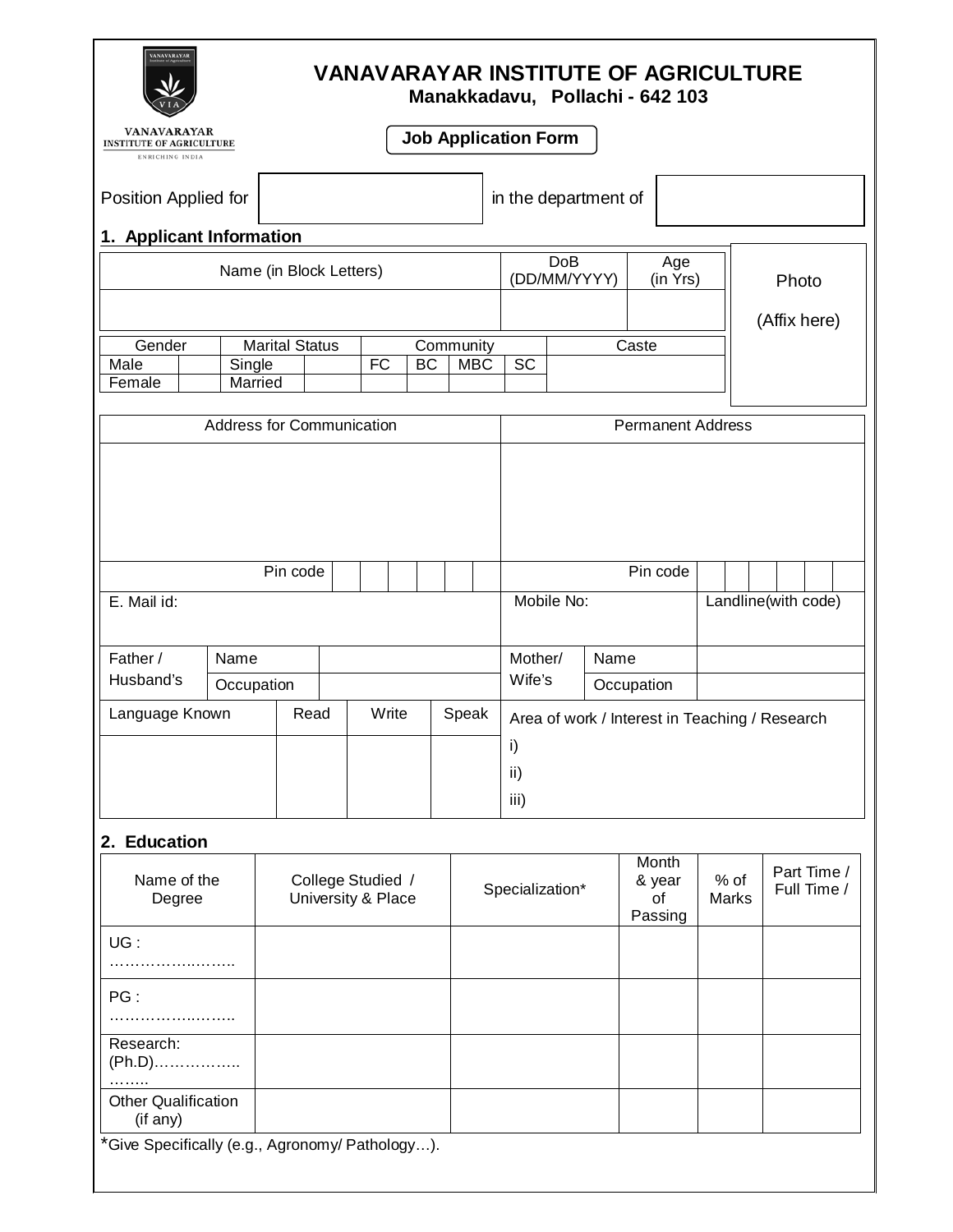# VANAVARAYAR INSTITUTE OF AGRICULTURE

**Manakkadavu, Pollachi - 642 103**

VANAVARAYAR INSTITUTE OF AGRICULTURE
ENRICHING INDIA

**Job Application Form**

Position Applied for ______________ in the department of ______________

## 1. Applicant Information

| Name (in Block Letters) | DoB (DD/MM/YYYY) | Age (in Yrs) | Photo (Affix here) |
|---|---|---|---|
| | | | |

| Gender | | Marital Status | | Community | | | | Caste |
|---|---|---|---|---|---|---|---|---|
| Male | | Single | | FC | BC | MBC | SC | |
| Female | | Married | | | | | | |

| Address for Communication | Permanent Address |
|---|---|
| | |
| Pin code | Pin code |

| E. Mail id: | Mobile No: | Landline(with code) |
|---|---|---|
| | | |

| Father / Husband's | Name | | Mother/ Wife's | Name | |
|---|---|---|---|---|---|
| | Occupation | | | Occupation | |

| Language Known | Read | Write | Speak | Area of work / Interest in Teaching / Research |
|---|---|---|---|---|
| | | | | i)<br>ii)<br>iii) |

## 2. Education

| Name of the Degree | College Studied / University & Place | Specialization* | Month & year of Passing | % of Marks | Part Time / Full Time / |
|---|---|---|---|---|---|
| UG : …………………….. | | | | | |
| PG : …………………….. | | | | | |
| Research: (Ph.D)…………….. …….. | | | | | |
| Other Qualification (if any) | | | | | |

*Give Specifically (e.g., Agronomy/ Pathology…).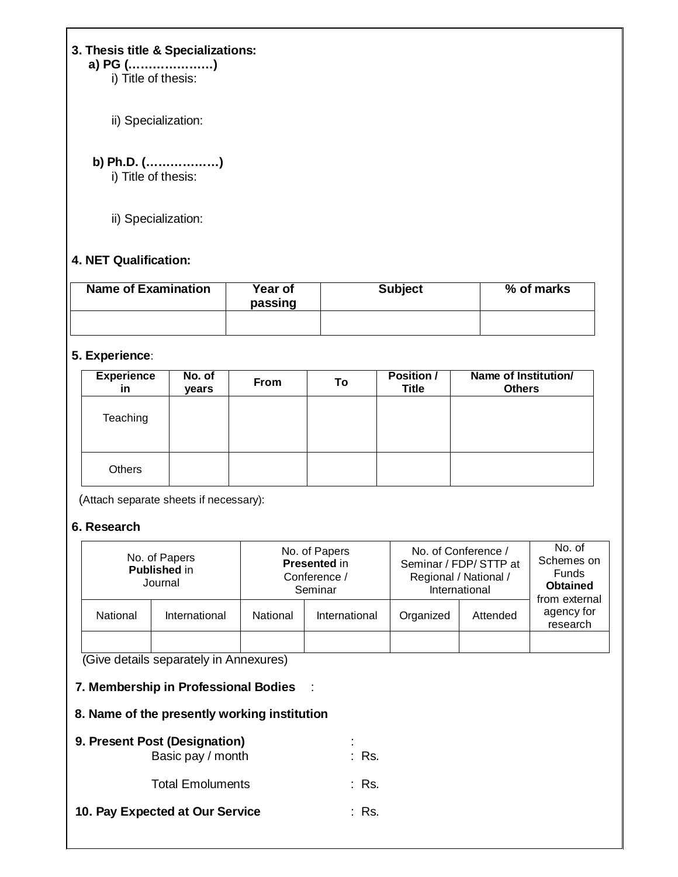**3. Thesis title & Specializations:**

**a) PG (…………………)**

i) Title of thesis:

ii) Specialization:

**b) Ph.D. (………………)**

i) Title of thesis:

ii) Specialization:

**4. NET Qualification:**

| Name of Examination | Year of passing | Subject | % of marks |
|---|---|---|---|
| | | | |

**5. Experience**:

| Experience in | No. of years | From | To | Position / Title | Name of Institution/ Others |
|---|---|---|---|---|---|
| Teaching | | | | | |
| Others | | | | | |

(Attach separate sheets if necessary):

**6. Research**

| No. of Papers **Published** in Journal | | No. of Papers **Presented** in Conference / Seminar | | No. of Conference / Seminar / FDP/ STTP at Regional / National / International | | No. of Schemes on Funds **Obtained** from external agency for research |
|---|---|---|---|---|---|---|
| National | International | National | International | Organized | Attended | |
| | | | | | | |

(Give details separately in Annexures)

**7. Membership in Professional Bodies** :

**8. Name of the presently working institution**

**9. Present Post (Designation)** :

Basic pay / month : Rs.

Total Emoluments : Rs.

**10. Pay Expected at Our Service** : Rs.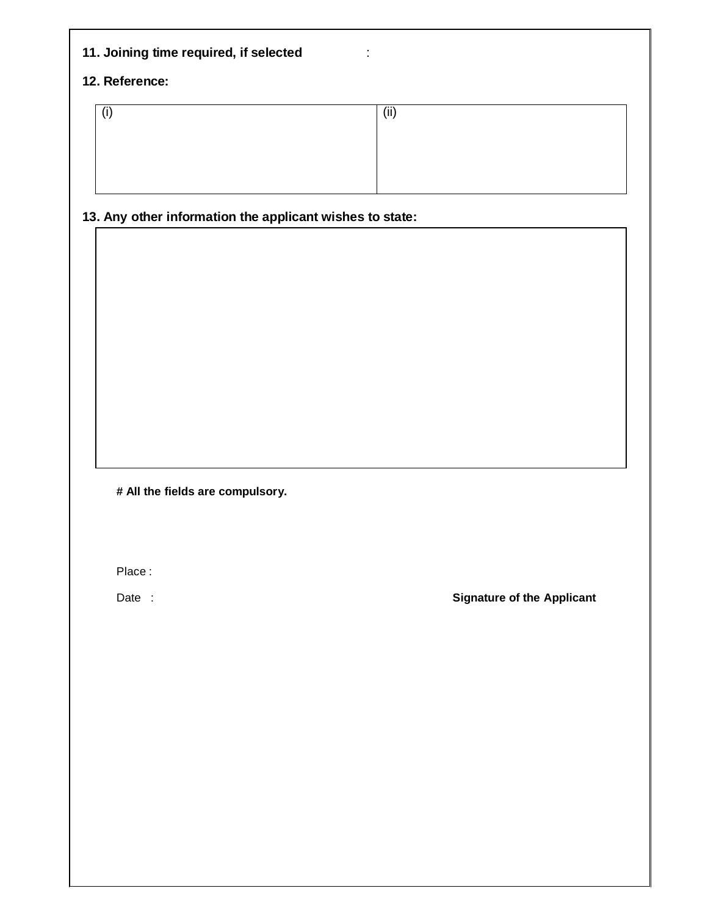**11. Joining time required, if selected :**

**12. Reference:**

| | |
|---|---|
| (i) | (ii) |

**13. Any other information the applicant wishes to state:**

| |
|---|
| |

**# All the fields are compulsory.**

Place :

Date :

**Signature of the Applicant**